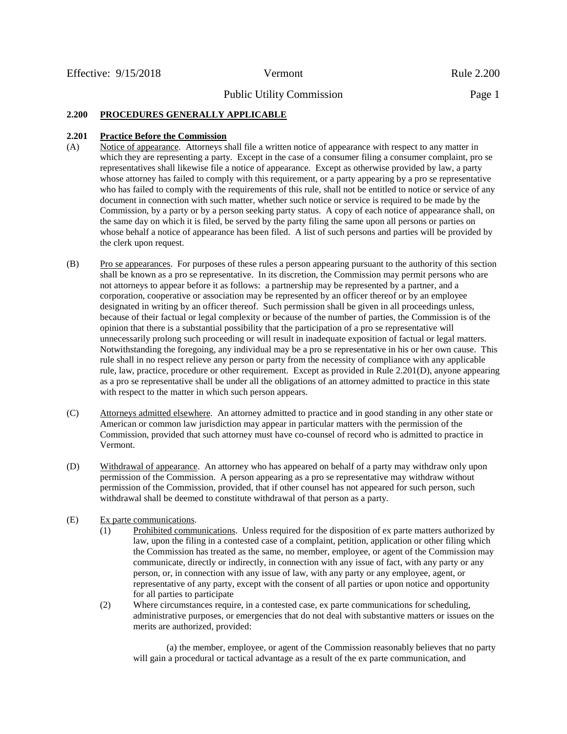## 2.200 PROCEDURES GENERALLY APPLICABLE

### 2.201 Practice Before the Commission

(A) Notice of appearance. Attorneys shall file a written notice of appearance with respect to any matter in which they are representing a party. Except in the case of a consumer filing a consumer complaint, pro se representatives shall likewise file a notice of appearance. Except as otherwise provided by law, a party whose attorney has failed to comply with this requirement, or a party appearing by a pro se representative who has failed to comply with the requirements of this rule, shall not be entitled to notice or service of any document in connection with such matter, whether such notice or service is required to be made by the Commission, by a party or by a person seeking party status. A copy of each notice of appearance shall, on the same day on which it is filed, be served by the party filing the same upon all persons or parties on whose behalf a notice of appearance has been filed. A list of such persons and parties will be provided by the clerk upon request.

(B) Pro se appearances. For purposes of these rules a person appearing pursuant to the authority of this section shall be known as a pro se representative. In its discretion, the Commission may permit persons who are not attorneys to appear before it as follows: a partnership may be represented by a partner, and a corporation, cooperative or association may be represented by an officer thereof or by an employee designated in writing by an officer thereof. Such permission shall be given in all proceedings unless, because of their factual or legal complexity or because of the number of parties, the Commission is of the opinion that there is a substantial possibility that the participation of a pro se representative will unnecessarily prolong such proceeding or will result in inadequate exposition of factual or legal matters. Notwithstanding the foregoing, any individual may be a pro se representative in his or her own cause. This rule shall in no respect relieve any person or party from the necessity of compliance with any applicable rule, law, practice, procedure or other requirement. Except as provided in Rule 2.201(D), anyone appearing as a pro se representative shall be under all the obligations of an attorney admitted to practice in this state with respect to the matter in which such person appears.

(C) Attorneys admitted elsewhere. An attorney admitted to practice and in good standing in any other state or American or common law jurisdiction may appear in particular matters with the permission of the Commission, provided that such attorney must have co-counsel of record who is admitted to practice in Vermont.

(D) Withdrawal of appearance. An attorney who has appeared on behalf of a party may withdraw only upon permission of the Commission. A person appearing as a pro se representative may withdraw without permission of the Commission, provided, that if other counsel has not appeared for such person, such withdrawal shall be deemed to constitute withdrawal of that person as a party.

(E) Ex parte communications.

(1) Prohibited communications. Unless required for the disposition of ex parte matters authorized by law, upon the filing in a contested case of a complaint, petition, application or other filing which the Commission has treated as the same, no member, employee, or agent of the Commission may communicate, directly or indirectly, in connection with any issue of fact, with any party or any person, or, in connection with any issue of law, with any party or any employee, agent, or representative of any party, except with the consent of all parties or upon notice and opportunity for all parties to participate

(2) Where circumstances require, in a contested case, ex parte communications for scheduling, administrative purposes, or emergencies that do not deal with substantive matters or issues on the merits are authorized, provided:

(a) the member, employee, or agent of the Commission reasonably believes that no party will gain a procedural or tactical advantage as a result of the ex parte communication, and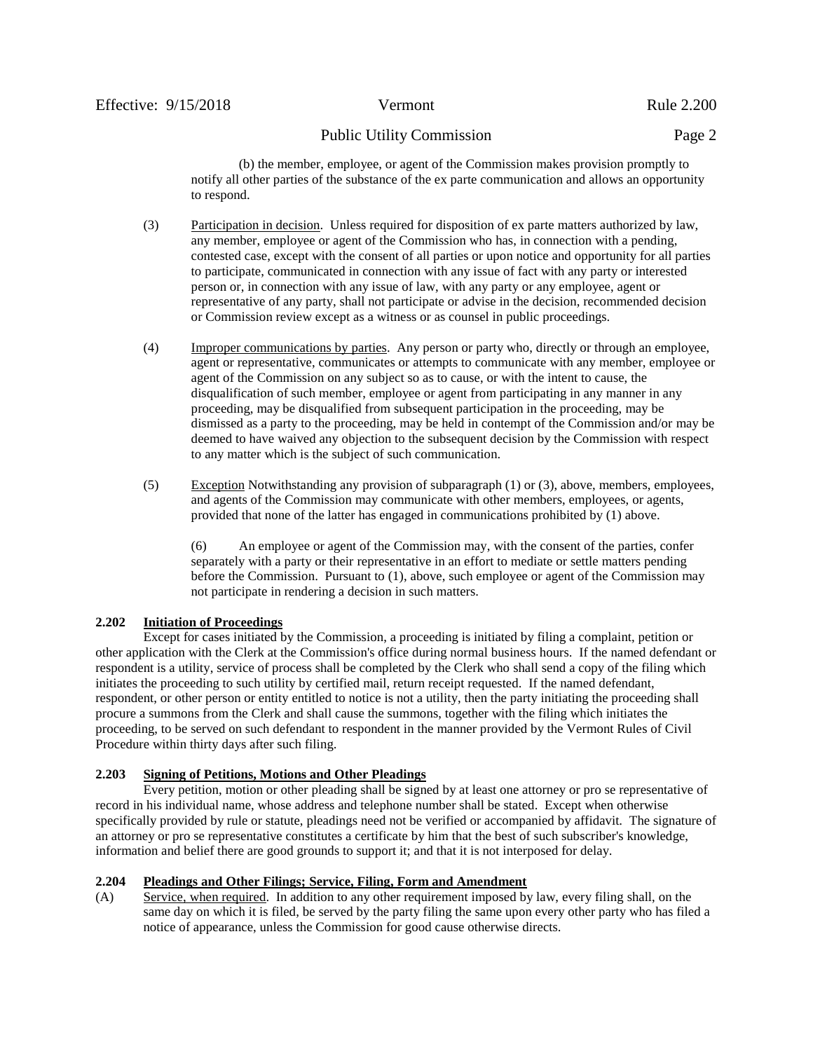(b) the member, employee, or agent of the Commission makes provision promptly to notify all other parties of the substance of the ex parte communication and allows an opportunity to respond.

(3) Participation in decision. Unless required for disposition of ex parte matters authorized by law, any member, employee or agent of the Commission who has, in connection with a pending, contested case, except with the consent of all parties or upon notice and opportunity for all parties to participate, communicated in connection with any issue of fact with any party or interested person or, in connection with any issue of law, with any party or any employee, agent or representative of any party, shall not participate or advise in the decision, recommended decision or Commission review except as a witness or as counsel in public proceedings.

(4) Improper communications by parties. Any person or party who, directly or through an employee, agent or representative, communicates or attempts to communicate with any member, employee or agent of the Commission on any subject so as to cause, or with the intent to cause, the disqualification of such member, employee or agent from participating in any manner in any proceeding, may be disqualified from subsequent participation in the proceeding, may be dismissed as a party to the proceeding, may be held in contempt of the Commission and/or may be deemed to have waived any objection to the subsequent decision by the Commission with respect to any matter which is the subject of such communication.

(5) Exception Notwithstanding any provision of subparagraph (1) or (3), above, members, employees, and agents of the Commission may communicate with other members, employees, or agents, provided that none of the latter has engaged in communications prohibited by (1) above.

(6) An employee or agent of the Commission may, with the consent of the parties, confer separately with a party or their representative in an effort to mediate or settle matters pending before the Commission. Pursuant to (1), above, such employee or agent of the Commission may not participate in rendering a decision in such matters.

### 2.202 Initiation of Proceedings

Except for cases initiated by the Commission, a proceeding is initiated by filing a complaint, petition or other application with the Clerk at the Commission's office during normal business hours. If the named defendant or respondent is a utility, service of process shall be completed by the Clerk who shall send a copy of the filing which initiates the proceeding to such utility by certified mail, return receipt requested. If the named defendant, respondent, or other person or entity entitled to notice is not a utility, then the party initiating the proceeding shall procure a summons from the Clerk and shall cause the summons, together with the filing which initiates the proceeding, to be served on such defendant to respondent in the manner provided by the Vermont Rules of Civil Procedure within thirty days after such filing.

### 2.203 Signing of Petitions, Motions and Other Pleadings

Every petition, motion or other pleading shall be signed by at least one attorney or pro se representative of record in his individual name, whose address and telephone number shall be stated. Except when otherwise specifically provided by rule or statute, pleadings need not be verified or accompanied by affidavit. The signature of an attorney or pro se representative constitutes a certificate by him that the best of such subscriber's knowledge, information and belief there are good grounds to support it; and that it is not interposed for delay.

### 2.204 Pleadings and Other Filings; Service, Filing, Form and Amendment

(A) Service, when required. In addition to any other requirement imposed by law, every filing shall, on the same day on which it is filed, be served by the party filing the same upon every other party who has filed a notice of appearance, unless the Commission for good cause otherwise directs.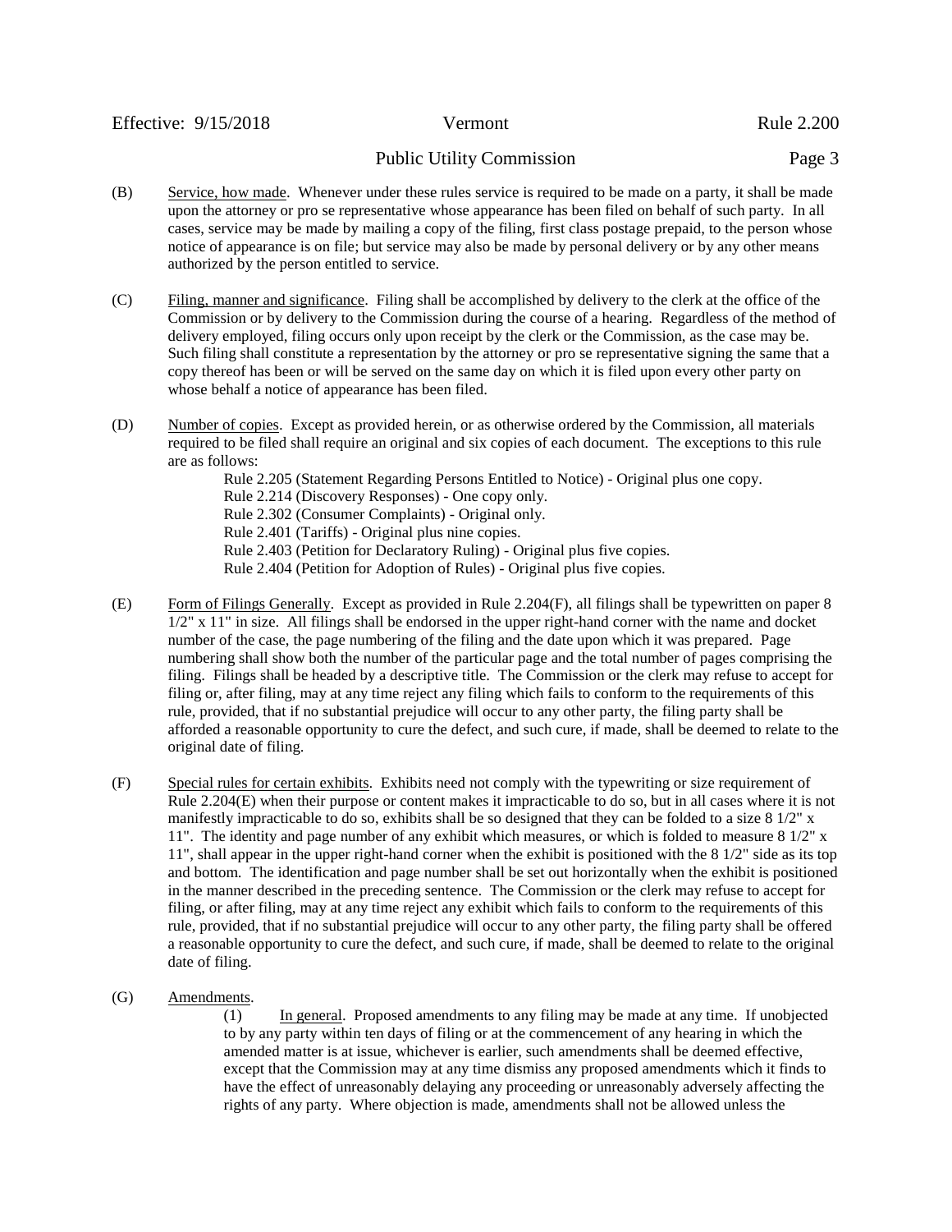(B) Service, how made. Whenever under these rules service is required to be made on a party, it shall be made upon the attorney or pro se representative whose appearance has been filed on behalf of such party. In all cases, service may be made by mailing a copy of the filing, first class postage prepaid, to the person whose notice of appearance is on file; but service may also be made by personal delivery or by any other means authorized by the person entitled to service.

(C) Filing, manner and significance. Filing shall be accomplished by delivery to the clerk at the office of the Commission or by delivery to the Commission during the course of a hearing. Regardless of the method of delivery employed, filing occurs only upon receipt by the clerk or the Commission, as the case may be. Such filing shall constitute a representation by the attorney or pro se representative signing the same that a copy thereof has been or will be served on the same day on which it is filed upon every other party on whose behalf a notice of appearance has been filed.

(D) Number of copies. Except as provided herein, or as otherwise ordered by the Commission, all materials required to be filed shall require an original and six copies of each document. The exceptions to this rule are as follows:

Rule 2.205 (Statement Regarding Persons Entitled to Notice) - Original plus one copy.
Rule 2.214 (Discovery Responses) - One copy only.
Rule 2.302 (Consumer Complaints) - Original only.
Rule 2.401 (Tariffs) - Original plus nine copies.
Rule 2.403 (Petition for Declaratory Ruling) - Original plus five copies.
Rule 2.404 (Petition for Adoption of Rules) - Original plus five copies.

(E) Form of Filings Generally. Except as provided in Rule 2.204(F), all filings shall be typewritten on paper 8 1/2" x 11" in size. All filings shall be endorsed in the upper right-hand corner with the name and docket number of the case, the page numbering of the filing and the date upon which it was prepared. Page numbering shall show both the number of the particular page and the total number of pages comprising the filing. Filings shall be headed by a descriptive title. The Commission or the clerk may refuse to accept for filing or, after filing, may at any time reject any filing which fails to conform to the requirements of this rule, provided, that if no substantial prejudice will occur to any other party, the filing party shall be afforded a reasonable opportunity to cure the defect, and such cure, if made, shall be deemed to relate to the original date of filing.

(F) Special rules for certain exhibits. Exhibits need not comply with the typewriting or size requirement of Rule 2.204(E) when their purpose or content makes it impracticable to do so, but in all cases where it is not manifestly impracticable to do so, exhibits shall be so designed that they can be folded to a size 8 1/2" x 11". The identity and page number of any exhibit which measures, or which is folded to measure 8 1/2" x 11", shall appear in the upper right-hand corner when the exhibit is positioned with the 8 1/2" side as its top and bottom. The identification and page number shall be set out horizontally when the exhibit is positioned in the manner described in the preceding sentence. The Commission or the clerk may refuse to accept for filing, or after filing, may at any time reject any exhibit which fails to conform to the requirements of this rule, provided, that if no substantial prejudice will occur to any other party, the filing party shall be offered a reasonable opportunity to cure the defect, and such cure, if made, shall be deemed to relate to the original date of filing.

(G) Amendments.

(1) In general. Proposed amendments to any filing may be made at any time. If unobjected to by any party within ten days of filing or at the commencement of any hearing in which the amended matter is at issue, whichever is earlier, such amendments shall be deemed effective, except that the Commission may at any time dismiss any proposed amendments which it finds to have the effect of unreasonably delaying any proceeding or unreasonably adversely affecting the rights of any party. Where objection is made, amendments shall not be allowed unless the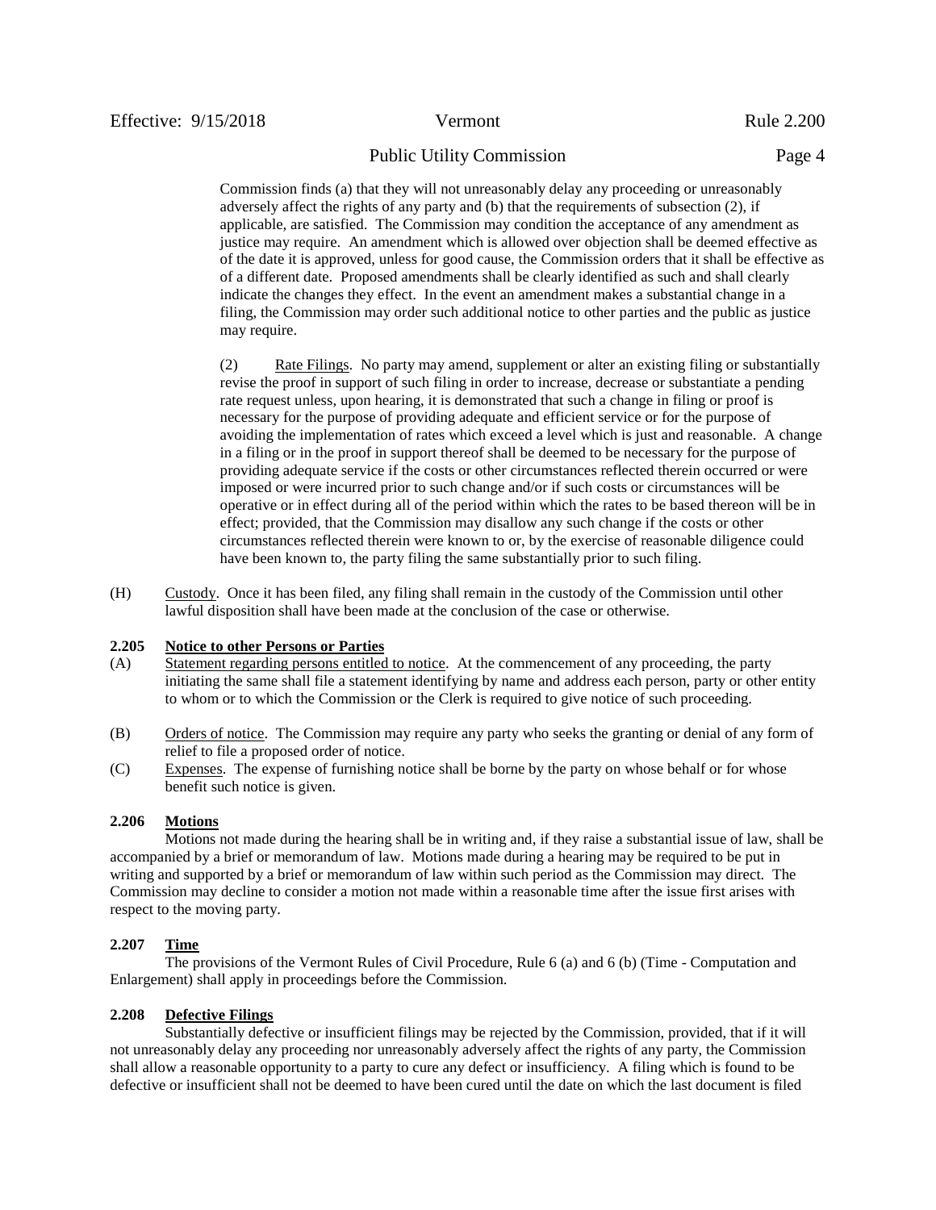Commission finds (a) that they will not unreasonably delay any proceeding or unreasonably adversely affect the rights of any party and (b) that the requirements of subsection (2), if applicable, are satisfied. The Commission may condition the acceptance of any amendment as justice may require. An amendment which is allowed over objection shall be deemed effective as of the date it is approved, unless for good cause, the Commission orders that it shall be effective as of a different date. Proposed amendments shall be clearly identified as such and shall clearly indicate the changes they effect. In the event an amendment makes a substantial change in a filing, the Commission may order such additional notice to other parties and the public as justice may require.

(2) Rate Filings. No party may amend, supplement or alter an existing filing or substantially revise the proof in support of such filing in order to increase, decrease or substantiate a pending rate request unless, upon hearing, it is demonstrated that such a change in filing or proof is necessary for the purpose of providing adequate and efficient service or for the purpose of avoiding the implementation of rates which exceed a level which is just and reasonable. A change in a filing or in the proof in support thereof shall be deemed to be necessary for the purpose of providing adequate service if the costs or other circumstances reflected therein occurred or were imposed or were incurred prior to such change and/or if such costs or circumstances will be operative or in effect during all of the period within which the rates to be based thereon will be in effect; provided, that the Commission may disallow any such change if the costs or other circumstances reflected therein were known to or, by the exercise of reasonable diligence could have been known to, the party filing the same substantially prior to such filing.

(H) Custody. Once it has been filed, any filing shall remain in the custody of the Commission until other lawful disposition shall have been made at the conclusion of the case or otherwise.

### 2.205 Notice to other Persons or Parties

(A) Statement regarding persons entitled to notice. At the commencement of any proceeding, the party initiating the same shall file a statement identifying by name and address each person, party or other entity to whom or to which the Commission or the Clerk is required to give notice of such proceeding.

(B) Orders of notice. The Commission may require any party who seeks the granting or denial of any form of relief to file a proposed order of notice.

(C) Expenses. The expense of furnishing notice shall be borne by the party on whose behalf or for whose benefit such notice is given.

### 2.206 Motions

Motions not made during the hearing shall be in writing and, if they raise a substantial issue of law, shall be accompanied by a brief or memorandum of law. Motions made during a hearing may be required to be put in writing and supported by a brief or memorandum of law within such period as the Commission may direct. The Commission may decline to consider a motion not made within a reasonable time after the issue first arises with respect to the moving party.

### 2.207 Time

The provisions of the Vermont Rules of Civil Procedure, Rule 6 (a) and 6 (b) (Time - Computation and Enlargement) shall apply in proceedings before the Commission.

### 2.208 Defective Filings

Substantially defective or insufficient filings may be rejected by the Commission, provided, that if it will not unreasonably delay any proceeding nor unreasonably adversely affect the rights of any party, the Commission shall allow a reasonable opportunity to a party to cure any defect or insufficiency. A filing which is found to be defective or insufficient shall not be deemed to have been cured until the date on which the last document is filed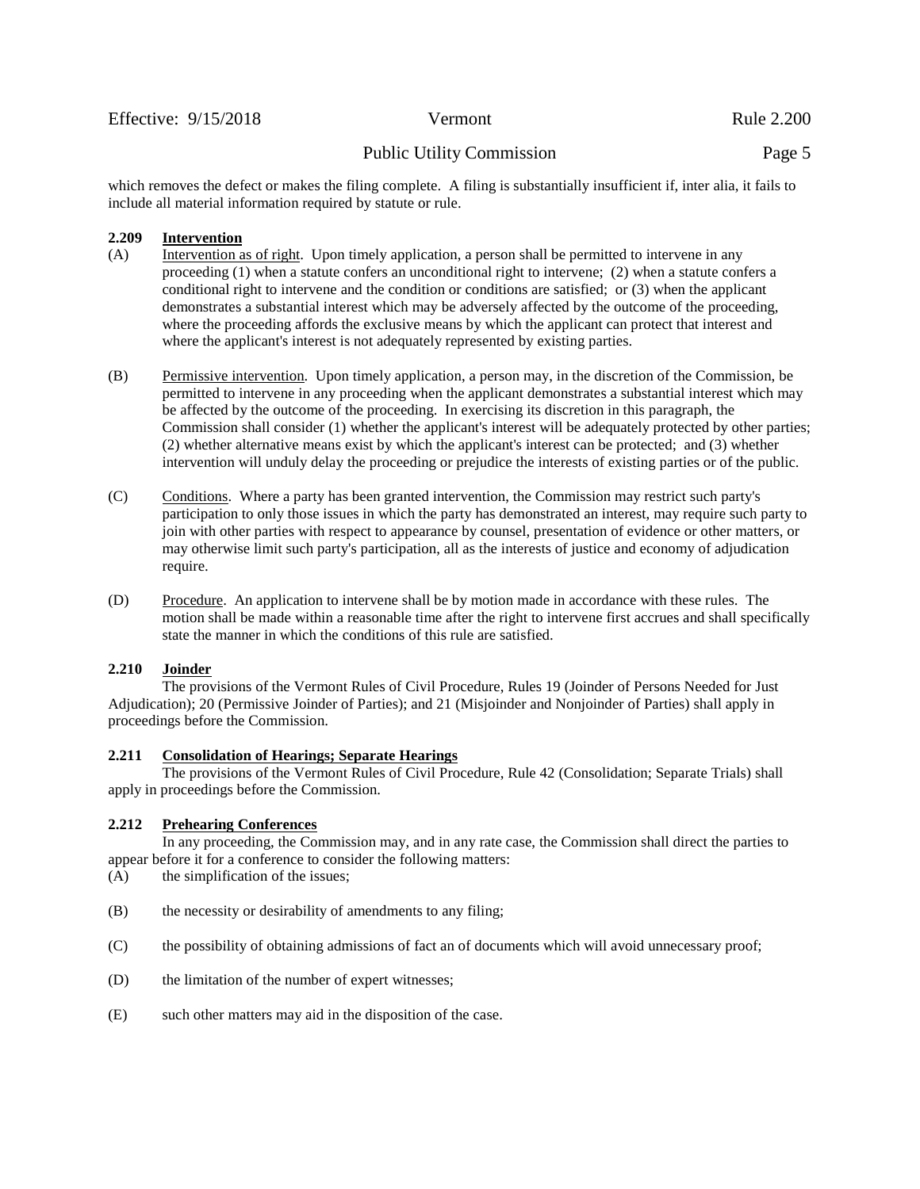which removes the defect or makes the filing complete. A filing is substantially insufficient if, inter alia, it fails to include all material information required by statute or rule.

**2.209 Intervention**

(A) Intervention as of right. Upon timely application, a person shall be permitted to intervene in any proceeding (1) when a statute confers an unconditional right to intervene; (2) when a statute confers a conditional right to intervene and the condition or conditions are satisfied; or (3) when the applicant demonstrates a substantial interest which may be adversely affected by the outcome of the proceeding, where the proceeding affords the exclusive means by which the applicant can protect that interest and where the applicant's interest is not adequately represented by existing parties.

(B) Permissive intervention. Upon timely application, a person may, in the discretion of the Commission, be permitted to intervene in any proceeding when the applicant demonstrates a substantial interest which may be affected by the outcome of the proceeding. In exercising its discretion in this paragraph, the Commission shall consider (1) whether the applicant's interest will be adequately protected by other parties; (2) whether alternative means exist by which the applicant's interest can be protected; and (3) whether intervention will unduly delay the proceeding or prejudice the interests of existing parties or of the public.

(C) Conditions. Where a party has been granted intervention, the Commission may restrict such party's participation to only those issues in which the party has demonstrated an interest, may require such party to join with other parties with respect to appearance by counsel, presentation of evidence or other matters, or may otherwise limit such party's participation, all as the interests of justice and economy of adjudication require.

(D) Procedure. An application to intervene shall be by motion made in accordance with these rules. The motion shall be made within a reasonable time after the right to intervene first accrues and shall specifically state the manner in which the conditions of this rule are satisfied.

**2.210 Joinder**

The provisions of the Vermont Rules of Civil Procedure, Rules 19 (Joinder of Persons Needed for Just Adjudication); 20 (Permissive Joinder of Parties); and 21 (Misjoinder and Nonjoinder of Parties) shall apply in proceedings before the Commission.

**2.211 Consolidation of Hearings; Separate Hearings**

The provisions of the Vermont Rules of Civil Procedure, Rule 42 (Consolidation; Separate Trials) shall apply in proceedings before the Commission.

**2.212 Prehearing Conferences**

In any proceeding, the Commission may, and in any rate case, the Commission shall direct the parties to appear before it for a conference to consider the following matters:

(A) the simplification of the issues;

(B) the necessity or desirability of amendments to any filing;

(C) the possibility of obtaining admissions of fact an of documents which will avoid unnecessary proof;

(D) the limitation of the number of expert witnesses;

(E) such other matters may aid in the disposition of the case.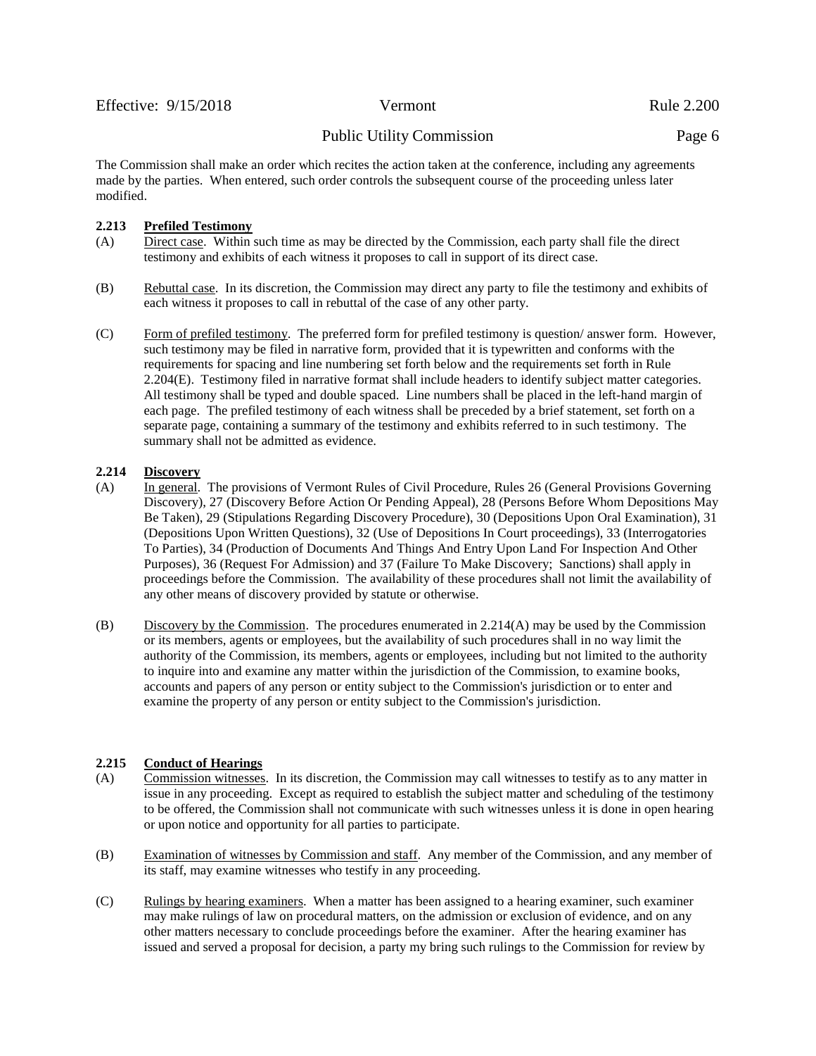The Commission shall make an order which recites the action taken at the conference, including any agreements made by the parties. When entered, such order controls the subsequent course of the proceeding unless later modified.

### 2.213 Prefiled Testimony

(A) Direct case. Within such time as may be directed by the Commission, each party shall file the direct testimony and exhibits of each witness it proposes to call in support of its direct case.

(B) Rebuttal case. In its discretion, the Commission may direct any party to file the testimony and exhibits of each witness it proposes to call in rebuttal of the case of any other party.

(C) Form of prefiled testimony. The preferred form for prefiled testimony is question/ answer form. However, such testimony may be filed in narrative form, provided that it is typewritten and conforms with the requirements for spacing and line numbering set forth below and the requirements set forth in Rule 2.204(E). Testimony filed in narrative format shall include headers to identify subject matter categories. All testimony shall be typed and double spaced. Line numbers shall be placed in the left-hand margin of each page. The prefiled testimony of each witness shall be preceded by a brief statement, set forth on a separate page, containing a summary of the testimony and exhibits referred to in such testimony. The summary shall not be admitted as evidence.

### 2.214 Discovery

(A) In general. The provisions of Vermont Rules of Civil Procedure, Rules 26 (General Provisions Governing Discovery), 27 (Discovery Before Action Or Pending Appeal), 28 (Persons Before Whom Depositions May Be Taken), 29 (Stipulations Regarding Discovery Procedure), 30 (Depositions Upon Oral Examination), 31 (Depositions Upon Written Questions), 32 (Use of Depositions In Court proceedings), 33 (Interrogatories To Parties), 34 (Production of Documents And Things And Entry Upon Land For Inspection And Other Purposes), 36 (Request For Admission) and 37 (Failure To Make Discovery; Sanctions) shall apply in proceedings before the Commission. The availability of these procedures shall not limit the availability of any other means of discovery provided by statute or otherwise.

(B) Discovery by the Commission. The procedures enumerated in 2.214(A) may be used by the Commission or its members, agents or employees, but the availability of such procedures shall in no way limit the authority of the Commission, its members, agents or employees, including but not limited to the authority to inquire into and examine any matter within the jurisdiction of the Commission, to examine books, accounts and papers of any person or entity subject to the Commission's jurisdiction or to enter and examine the property of any person or entity subject to the Commission's jurisdiction.

### 2.215 Conduct of Hearings

(A) Commission witnesses. In its discretion, the Commission may call witnesses to testify as to any matter in issue in any proceeding. Except as required to establish the subject matter and scheduling of the testimony to be offered, the Commission shall not communicate with such witnesses unless it is done in open hearing or upon notice and opportunity for all parties to participate.

(B) Examination of witnesses by Commission and staff. Any member of the Commission, and any member of its staff, may examine witnesses who testify in any proceeding.

(C) Rulings by hearing examiners. When a matter has been assigned to a hearing examiner, such examiner may make rulings of law on procedural matters, on the admission or exclusion of evidence, and on any other matters necessary to conclude proceedings before the examiner. After the hearing examiner has issued and served a proposal for decision, a party my bring such rulings to the Commission for review by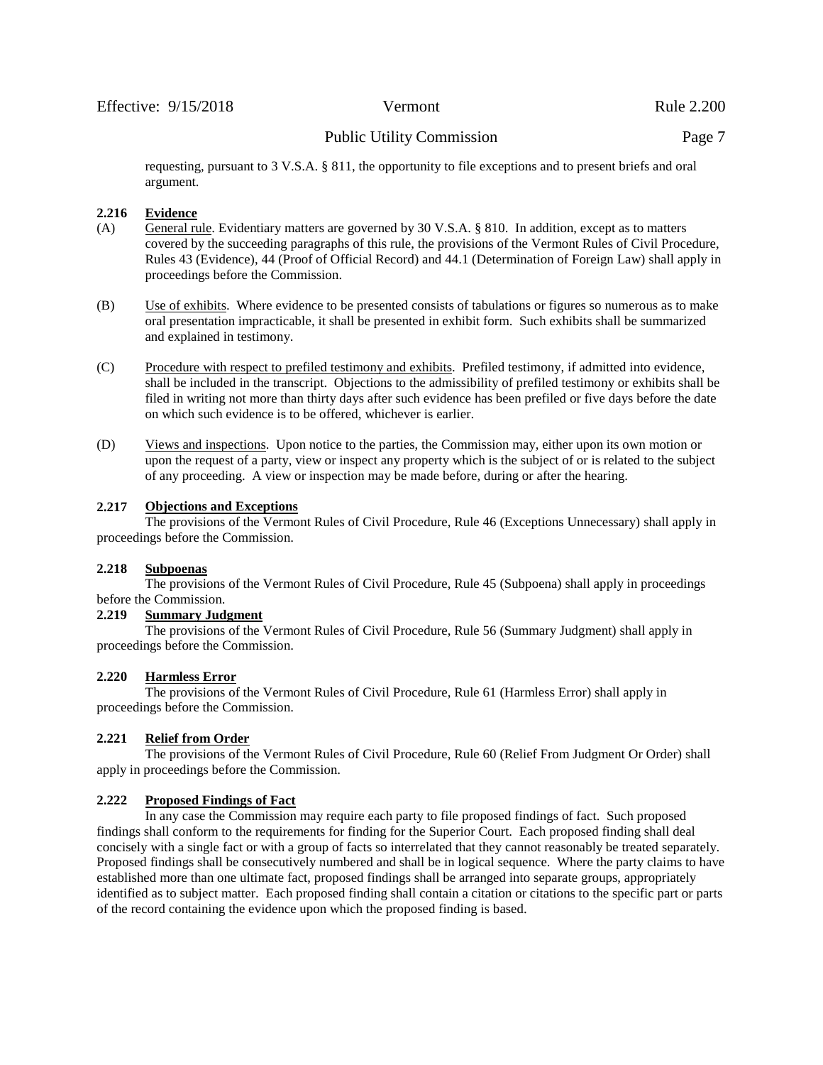requesting, pursuant to 3 V.S.A. § 811, the opportunity to file exceptions and to present briefs and oral argument.

**2.216 Evidence**

(A) General rule. Evidentiary matters are governed by 30 V.S.A. § 810. In addition, except as to matters covered by the succeeding paragraphs of this rule, the provisions of the Vermont Rules of Civil Procedure, Rules 43 (Evidence), 44 (Proof of Official Record) and 44.1 (Determination of Foreign Law) shall apply in proceedings before the Commission.

(B) Use of exhibits. Where evidence to be presented consists of tabulations or figures so numerous as to make oral presentation impracticable, it shall be presented in exhibit form. Such exhibits shall be summarized and explained in testimony.

(C) Procedure with respect to prefiled testimony and exhibits. Prefiled testimony, if admitted into evidence, shall be included in the transcript. Objections to the admissibility of prefiled testimony or exhibits shall be filed in writing not more than thirty days after such evidence has been prefiled or five days before the date on which such evidence is to be offered, whichever is earlier.

(D) Views and inspections. Upon notice to the parties, the Commission may, either upon its own motion or upon the request of a party, view or inspect any property which is the subject of or is related to the subject of any proceeding. A view or inspection may be made before, during or after the hearing.

**2.217 Objections and Exceptions**

The provisions of the Vermont Rules of Civil Procedure, Rule 46 (Exceptions Unnecessary) shall apply in proceedings before the Commission.

**2.218 Subpoenas**

The provisions of the Vermont Rules of Civil Procedure, Rule 45 (Subpoena) shall apply in proceedings before the Commission.

**2.219 Summary Judgment**

The provisions of the Vermont Rules of Civil Procedure, Rule 56 (Summary Judgment) shall apply in proceedings before the Commission.

**2.220 Harmless Error**

The provisions of the Vermont Rules of Civil Procedure, Rule 61 (Harmless Error) shall apply in proceedings before the Commission.

**2.221 Relief from Order**

The provisions of the Vermont Rules of Civil Procedure, Rule 60 (Relief From Judgment Or Order) shall apply in proceedings before the Commission.

**2.222 Proposed Findings of Fact**

In any case the Commission may require each party to file proposed findings of fact. Such proposed findings shall conform to the requirements for finding for the Superior Court. Each proposed finding shall deal concisely with a single fact or with a group of facts so interrelated that they cannot reasonably be treated separately. Proposed findings shall be consecutively numbered and shall be in logical sequence. Where the party claims to have established more than one ultimate fact, proposed findings shall be arranged into separate groups, appropriately identified as to subject matter. Each proposed finding shall contain a citation or citations to the specific part or parts of the record containing the evidence upon which the proposed finding is based.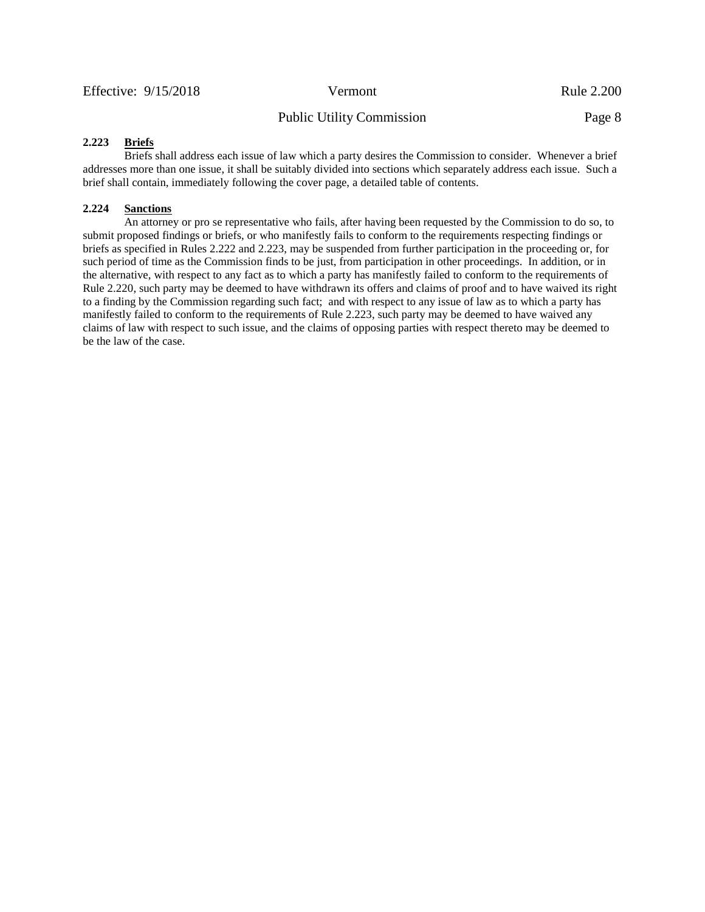### 2.223 Briefs

Briefs shall address each issue of law which a party desires the Commission to consider. Whenever a brief addresses more than one issue, it shall be suitably divided into sections which separately address each issue. Such a brief shall contain, immediately following the cover page, a detailed table of contents.

### 2.224 Sanctions

An attorney or pro se representative who fails, after having been requested by the Commission to do so, to submit proposed findings or briefs, or who manifestly fails to conform to the requirements respecting findings or briefs as specified in Rules 2.222 and 2.223, may be suspended from further participation in the proceeding or, for such period of time as the Commission finds to be just, from participation in other proceedings. In addition, or in the alternative, with respect to any fact as to which a party has manifestly failed to conform to the requirements of Rule 2.220, such party may be deemed to have withdrawn its offers and claims of proof and to have waived its right to a finding by the Commission regarding such fact; and with respect to any issue of law as to which a party has manifestly failed to conform to the requirements of Rule 2.223, such party may be deemed to have waived any claims of law with respect to such issue, and the claims of opposing parties with respect thereto may be deemed to be the law of the case.